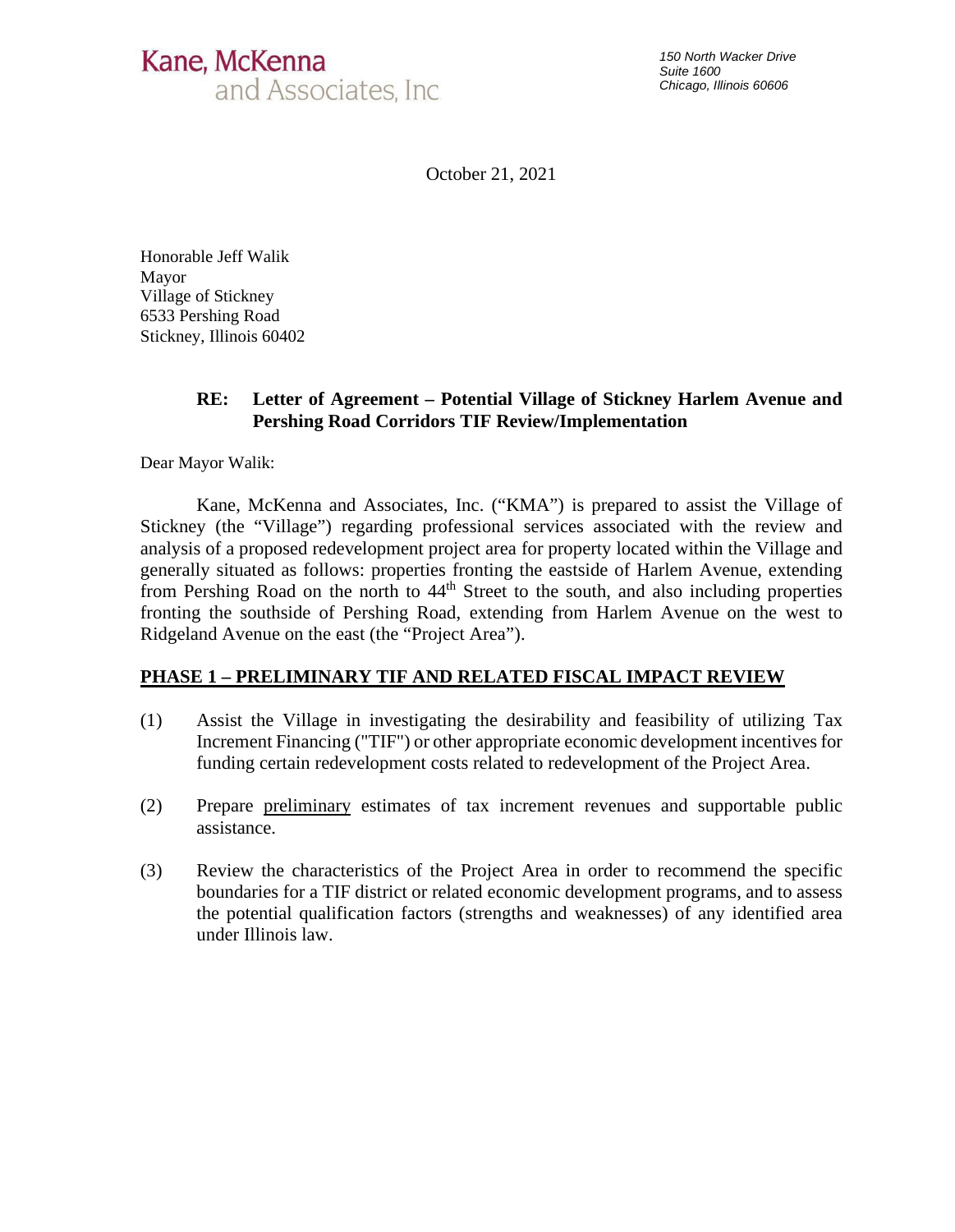Kane, McKenna
and Associates, Inc

*150 North Wacker Drive*
*Suite 1600*
*Chicago, Illinois 60606*

October 21, 2021

Honorable Jeff Walik
Mayor
Village of Stickney
6533 Pershing Road
Stickney, Illinois 60402

**RE: Letter of Agreement – Potential Village of Stickney Harlem Avenue and Pershing Road Corridors TIF Review/Implementation**

Dear Mayor Walik:

Kane, McKenna and Associates, Inc. ("KMA") is prepared to assist the Village of Stickney (the "Village") regarding professional services associated with the review and analysis of a proposed redevelopment project area for property located within the Village and generally situated as follows: properties fronting the eastside of Harlem Avenue, extending from Pershing Road on the north to 44th Street to the south, and also including properties fronting the southside of Pershing Road, extending from Harlem Avenue on the west to Ridgeland Avenue on the east (the "Project Area").

## PHASE 1 – PRELIMINARY TIF AND RELATED FISCAL IMPACT REVIEW

(1) Assist the Village in investigating the desirability and feasibility of utilizing Tax Increment Financing ("TIF") or other appropriate economic development incentives for funding certain redevelopment costs related to redevelopment of the Project Area.

(2) Prepare preliminary estimates of tax increment revenues and supportable public assistance.

(3) Review the characteristics of the Project Area in order to recommend the specific boundaries for a TIF district or related economic development programs, and to assess the potential qualification factors (strengths and weaknesses) of any identified area under Illinois law.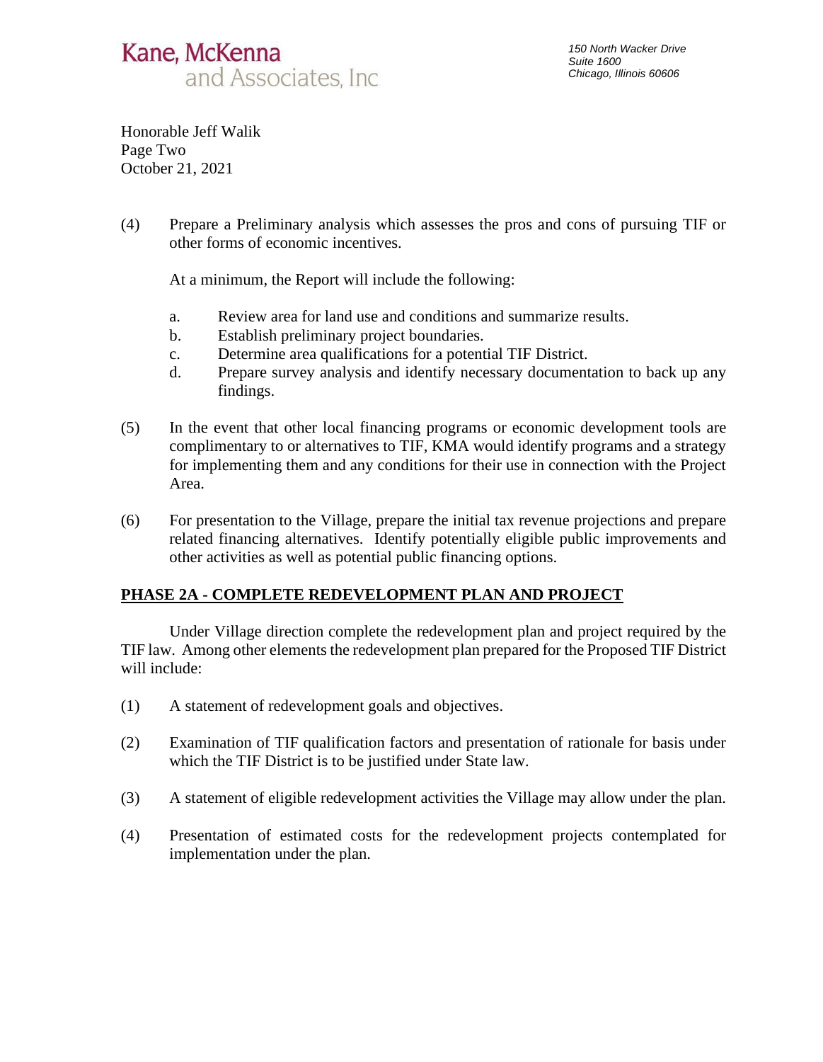Honorable Jeff Walik
Page Two
October 21, 2021

(4) Prepare a Preliminary analysis which assesses the pros and cons of pursuing TIF or other forms of economic incentives.

At a minimum, the Report will include the following:

a. Review area for land use and conditions and summarize results.
b. Establish preliminary project boundaries.
c. Determine area qualifications for a potential TIF District.
d. Prepare survey analysis and identify necessary documentation to back up any findings.

(5) In the event that other local financing programs or economic development tools are complimentary to or alternatives to TIF, KMA would identify programs and a strategy for implementing them and any conditions for their use in connection with the Project Area.

(6) For presentation to the Village, prepare the initial tax revenue projections and prepare related financing alternatives. Identify potentially eligible public improvements and other activities as well as potential public financing options.

## PHASE 2A - COMPLETE REDEVELOPMENT PLAN AND PROJECT

Under Village direction complete the redevelopment plan and project required by the TIF law. Among other elements the redevelopment plan prepared for the Proposed TIF District will include:

(1) A statement of redevelopment goals and objectives.

(2) Examination of TIF qualification factors and presentation of rationale for basis under which the TIF District is to be justified under State law.

(3) A statement of eligible redevelopment activities the Village may allow under the plan.

(4) Presentation of estimated costs for the redevelopment projects contemplated for implementation under the plan.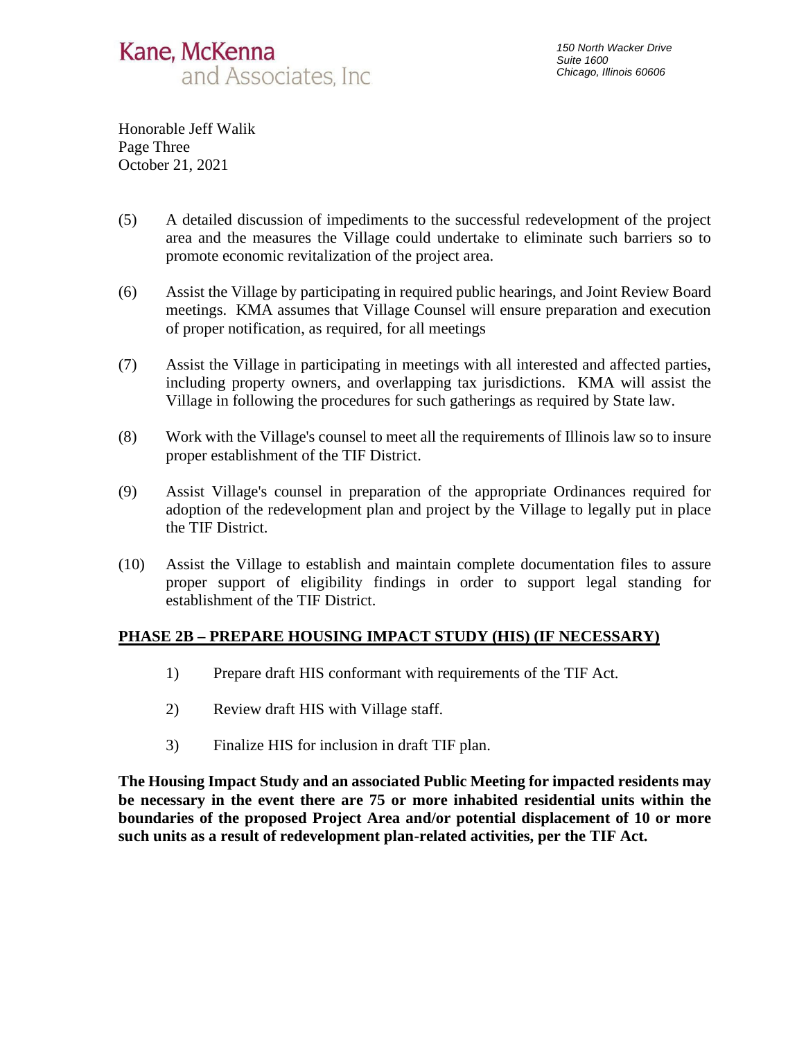Honorable Jeff Walik
Page Three
October 21, 2021

(5) A detailed discussion of impediments to the successful redevelopment of the project area and the measures the Village could undertake to eliminate such barriers so to promote economic revitalization of the project area.

(6) Assist the Village by participating in required public hearings, and Joint Review Board meetings. KMA assumes that Village Counsel will ensure preparation and execution of proper notification, as required, for all meetings

(7) Assist the Village in participating in meetings with all interested and affected parties, including property owners, and overlapping tax jurisdictions. KMA will assist the Village in following the procedures for such gatherings as required by State law.

(8) Work with the Village's counsel to meet all the requirements of Illinois law so to insure proper establishment of the TIF District.

(9) Assist Village's counsel in preparation of the appropriate Ordinances required for adoption of the redevelopment plan and project by the Village to legally put in place the TIF District.

(10) Assist the Village to establish and maintain complete documentation files to assure proper support of eligibility findings in order to support legal standing for establishment of the TIF District.

## PHASE 2B – PREPARE HOUSING IMPACT STUDY (HIS) (IF NECESSARY)

1) Prepare draft HIS conformant with requirements of the TIF Act.

2) Review draft HIS with Village staff.

3) Finalize HIS for inclusion in draft TIF plan.

**The Housing Impact Study and an associated Public Meeting for impacted residents may be necessary in the event there are 75 or more inhabited residential units within the boundaries of the proposed Project Area and/or potential displacement of 10 or more such units as a result of redevelopment plan-related activities, per the TIF Act.**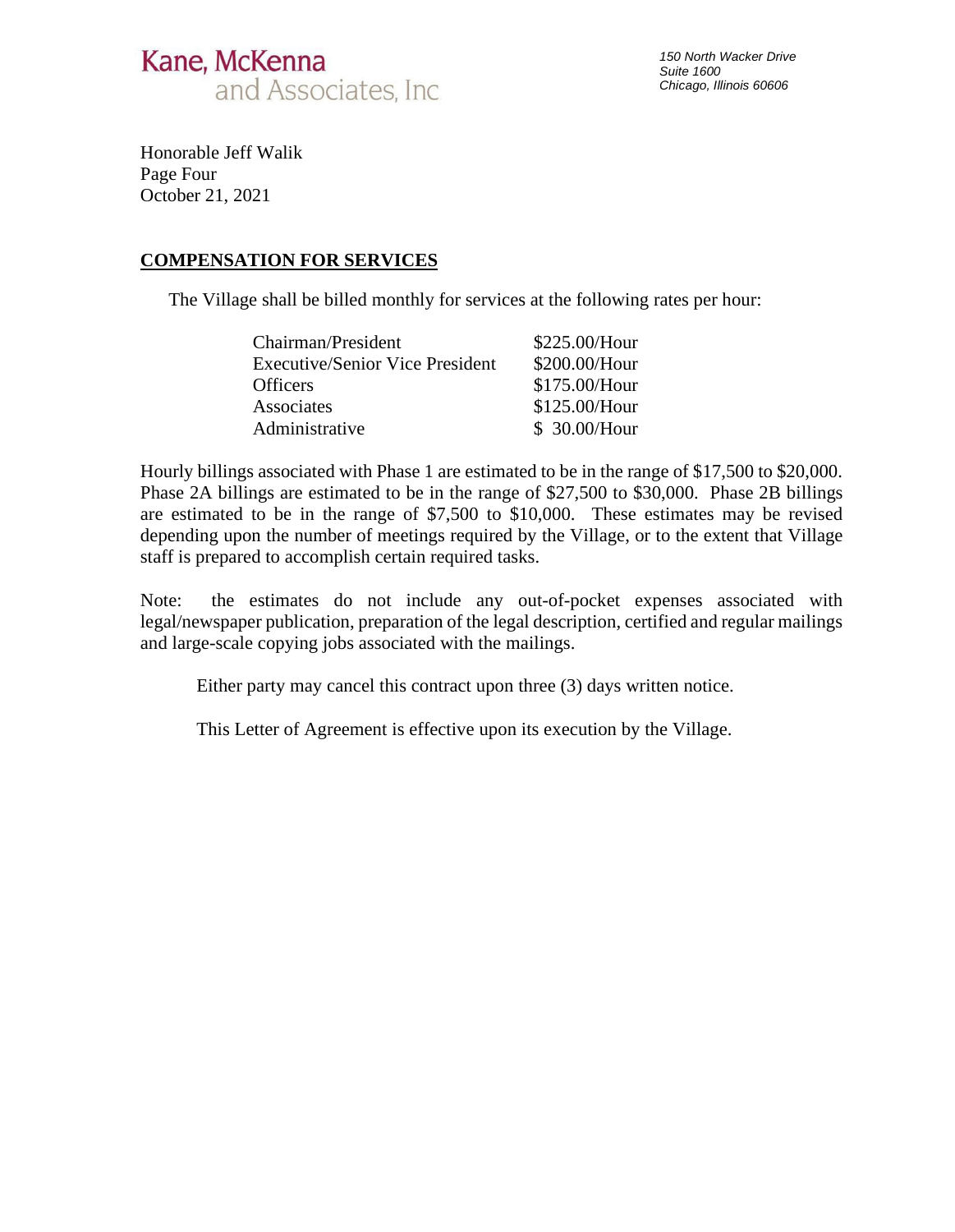Honorable Jeff Walik
Page Four
October 21, 2021

## COMPENSATION FOR SERVICES

The Village shall be billed monthly for services at the following rates per hour:

| | |
|---|---|
| Chairman/President | $225.00/Hour |
| Executive/Senior Vice President | $200.00/Hour |
| Officers | $175.00/Hour |
| Associates | $125.00/Hour |
| Administrative | $ 30.00/Hour |

Hourly billings associated with Phase 1 are estimated to be in the range of $17,500 to $20,000. Phase 2A billings are estimated to be in the range of $27,500 to $30,000. Phase 2B billings are estimated to be in the range of $7,500 to $10,000. These estimates may be revised depending upon the number of meetings required by the Village, or to the extent that Village staff is prepared to accomplish certain required tasks.

Note: the estimates do not include any out-of-pocket expenses associated with legal/newspaper publication, preparation of the legal description, certified and regular mailings and large-scale copying jobs associated with the mailings.

Either party may cancel this contract upon three (3) days written notice.

This Letter of Agreement is effective upon its execution by the Village.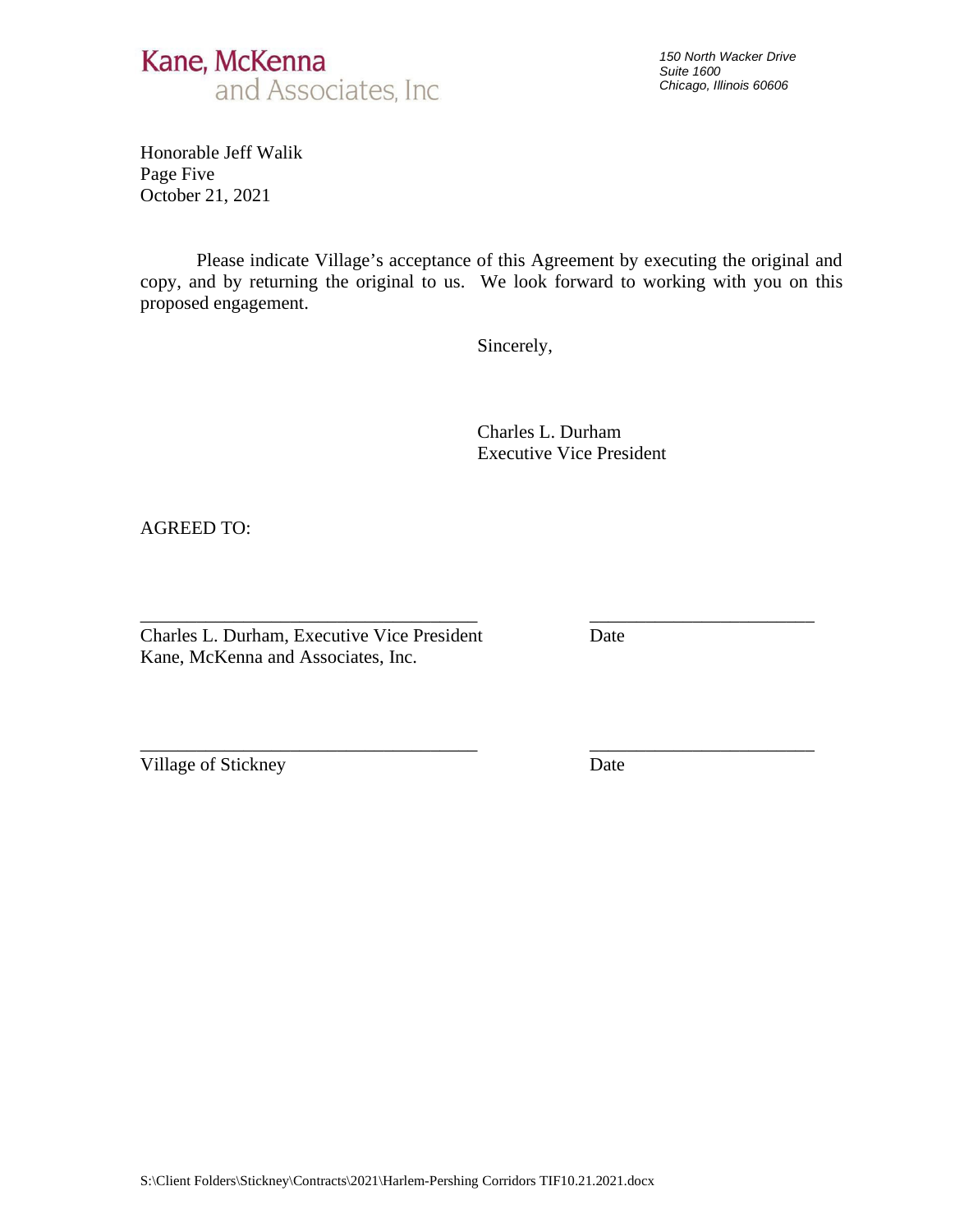Kane, McKenna
and Associates, Inc

*150 North Wacker Drive*
*Suite 1600*
*Chicago, Illinois 60606*

Honorable Jeff Walik
Page Five
October 21, 2021

Please indicate Village's acceptance of this Agreement by executing the original and copy, and by returning the original to us. We look forward to working with you on this proposed engagement.

Sincerely,

Charles L. Durham
Executive Vice President

AGREED TO:

\_\_\_\_\_\_\_\_\_\_\_\_\_\_\_\_\_\_\_\_\_\_\_\_\_\_\_\_\_\_\_\_\_\_\_ \_\_\_\_\_\_\_\_\_\_\_\_\_\_\_\_\_\_\_\_\_\_\_
Charles L. Durham, Executive Vice President Date
Kane, McKenna and Associates, Inc.

\_\_\_\_\_\_\_\_\_\_\_\_\_\_\_\_\_\_\_\_\_\_\_\_\_\_\_\_\_\_\_\_\_\_\_ \_\_\_\_\_\_\_\_\_\_\_\_\_\_\_\_\_\_\_\_\_\_\_
Village of Stickney Date

S:\Client Folders\Stickney\Contracts\2021\Harlem-Pershing Corridors TIF10.21.2021.docx